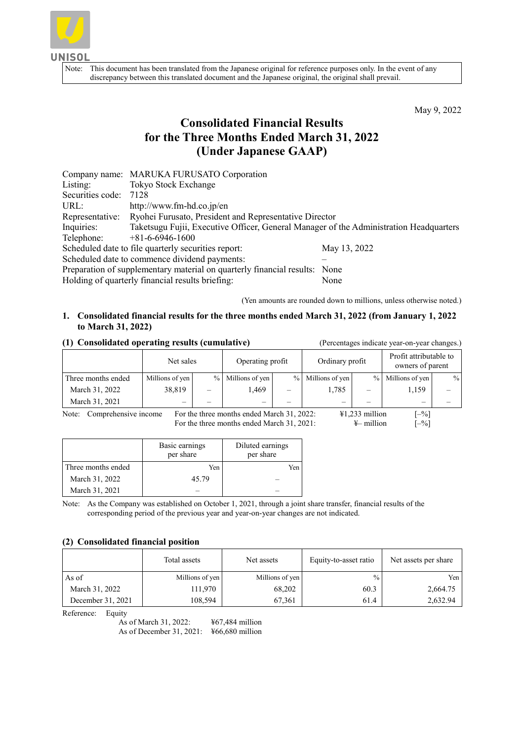Note: This document has been translated from the Japanese original for reference purposes only. In the event of any discrepancy between this translated document and the Japanese original, the original shall prevail.

May 9, 2022

# Consolidated Financial Results for the Three Months Ended March 31, 2022 (Under Japanese GAAP)

| | | |
|---|---|---|
| Company name: | MARUKA FURUSATO Corporation | |
| Listing: | Tokyo Stock Exchange | |
| Securities code: | 7128 | |
| URL: | http://www.fm-hd.co.jp/en | |
| Representative: | Ryohei Furusato, President and Representative Director | |
| Inquiries: | Taketsugu Fujii, Executive Officer, General Manager of the Administration Headquarters | |
| Telephone: | +81-6-6946-1600 | |
| Scheduled date to file quarterly securities report: | | May 13, 2022 |
| Scheduled date to commence dividend payments: | | – |
| Preparation of supplementary material on quarterly financial results: | | None |
| Holding of quarterly financial results briefing: | | None |

(Yen amounts are rounded down to millions, unless otherwise noted.)

## 1. Consolidated financial results for the three months ended March 31, 2022 (from January 1, 2022 to March 31, 2022)

### (1) Consolidated operating results (cumulative)

(Percentages indicate year-on-year changes.)

| | Net sales | | Operating profit | | Ordinary profit | | Profit attributable to owners of parent | |
|---|---|---|---|---|---|---|---|---|
| Three months ended | Millions of yen | % | Millions of yen | % | Millions of yen | % | Millions of yen | % |
| March 31, 2022 | 38,819 | – | 1,469 | – | 1,785 | – | 1,159 | – |
| March 31, 2021 | – | – | – | – | – | – | – | – |

Note: Comprehensive income For the three months ended March 31, 2022: ¥1,233 million [–%]
For the three months ended March 31, 2021: ¥– million [–%]

| | Basic earnings per share | Diluted earnings per share |
|---|---|---|
| Three months ended | Yen | Yen |
| March 31, 2022 | 45.79 | – |
| March 31, 2021 | – | – |

Note: As the Company was established on October 1, 2021, through a joint share transfer, financial results of the corresponding period of the previous year and year-on-year changes are not indicated.

### (2) Consolidated financial position

| | Total assets | Net assets | Equity-to-asset ratio | Net assets per share |
|---|---|---|---|---|
| As of | Millions of yen | Millions of yen | % | Yen |
| March 31, 2022 | 111,970 | 68,202 | 60.3 | 2,664.75 |
| December 31, 2021 | 108,594 | 67,361 | 61.4 | 2,632.94 |

Reference: Equity
As of March 31, 2022: ¥67,484 million
As of December 31, 2021: ¥66,680 million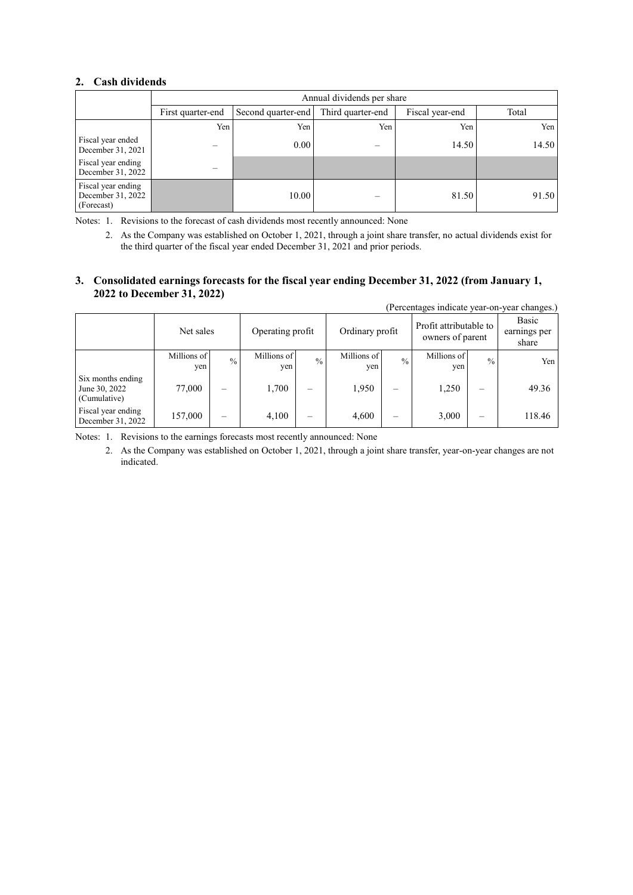## 2. Cash dividends

| | Annual dividends per share | | | | |
|---|---|---|---|---|---|
| | First quarter-end | Second quarter-end | Third quarter-end | Fiscal year-end | Total |
| | Yen | Yen | Yen | Yen | Yen |
| Fiscal year ended December 31, 2021 | – | 0.00 | – | 14.50 | 14.50 |
| Fiscal year ending December 31, 2022 | – | | | | |
| Fiscal year ending December 31, 2022 (Forecast) | | 10.00 | – | 81.50 | 91.50 |

Notes: 1. Revisions to the forecast of cash dividends most recently announced: None

2. As the Company was established on October 1, 2021, through a joint share transfer, no actual dividends exist for the third quarter of the fiscal year ended December 31, 2021 and prior periods.

## 3. Consolidated earnings forecasts for the fiscal year ending December 31, 2022 (from January 1, 2022 to December 31, 2022)

(Percentages indicate year-on-year changes.)

| | Net sales | | Operating profit | | Ordinary profit | | Profit attributable to owners of parent | | Basic earnings per share |
|---|---|---|---|---|---|---|---|---|---|
| | Millions of yen | % | Millions of yen | % | Millions of yen | % | Millions of yen | % | Yen |
| Six months ending June 30, 2022 (Cumulative) | 77,000 | – | 1,700 | – | 1,950 | – | 1,250 | – | 49.36 |
| Fiscal year ending December 31, 2022 | 157,000 | – | 4,100 | – | 4,600 | – | 3,000 | – | 118.46 |

Notes: 1. Revisions to the earnings forecasts most recently announced: None

2. As the Company was established on October 1, 2021, through a joint share transfer, year-on-year changes are not indicated.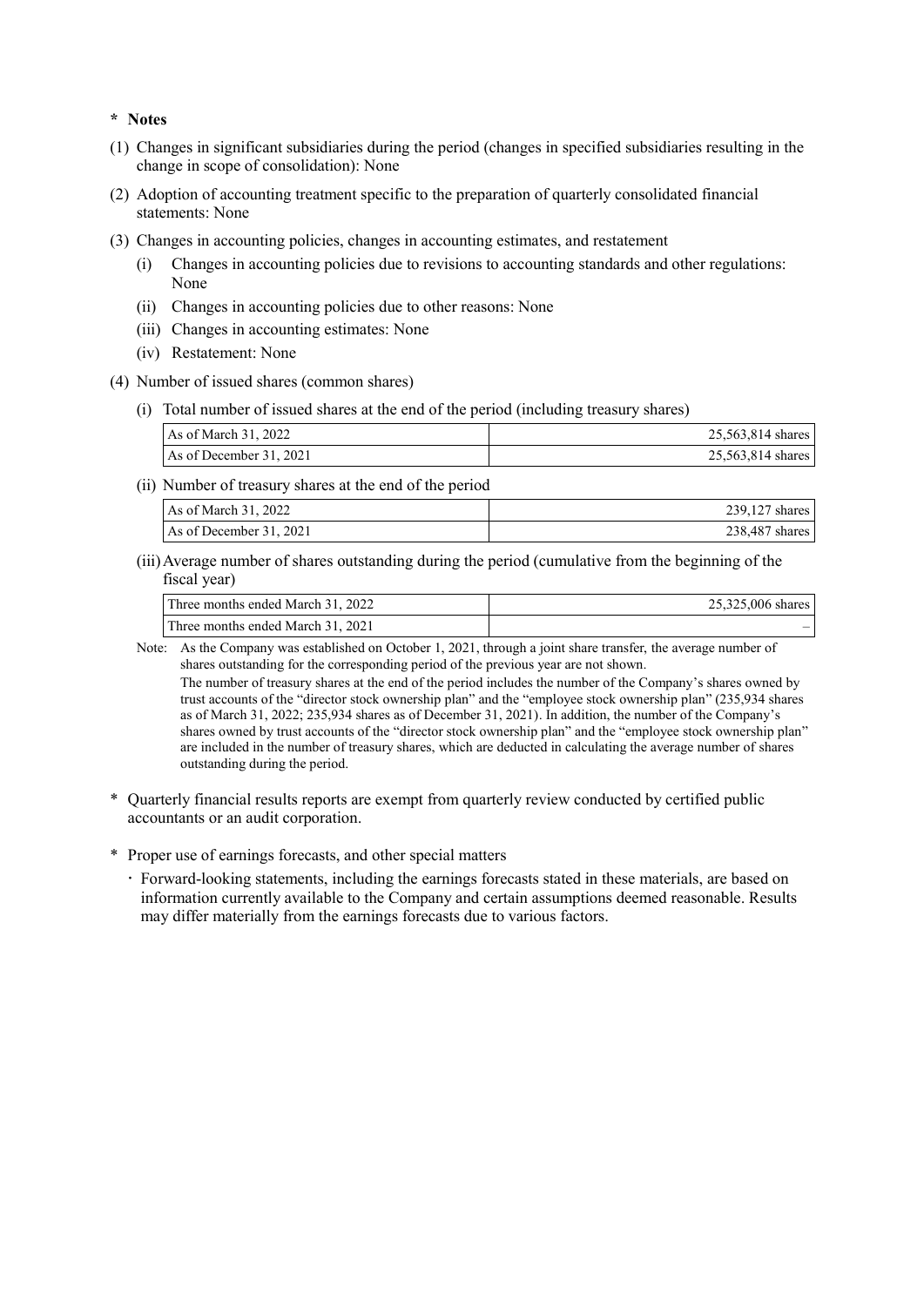**\* Notes**

(1) Changes in significant subsidiaries during the period (changes in specified subsidiaries resulting in the change in scope of consolidation): None

(2) Adoption of accounting treatment specific to the preparation of quarterly consolidated financial statements: None

(3) Changes in accounting policies, changes in accounting estimates, and restatement

- (i) Changes in accounting policies due to revisions to accounting standards and other regulations: None
- (ii) Changes in accounting policies due to other reasons: None
- (iii) Changes in accounting estimates: None
- (iv) Restatement: None

(4) Number of issued shares (common shares)

(i) Total number of issued shares at the end of the period (including treasury shares)

| | |
|---|---|
| As of March 31, 2022 | 25,563,814 shares |
| As of December 31, 2021 | 25,563,814 shares |

(ii) Number of treasury shares at the end of the period

| | |
|---|---|
| As of March 31, 2022 | 239,127 shares |
| As of December 31, 2021 | 238,487 shares |

(iii) Average number of shares outstanding during the period (cumulative from the beginning of the fiscal year)

| | |
|---|---|
| Three months ended March 31, 2022 | 25,325,006 shares |
| Three months ended March 31, 2021 | – |

Note: As the Company was established on October 1, 2021, through a joint share transfer, the average number of shares outstanding for the corresponding period of the previous year are not shown.
The number of treasury shares at the end of the period includes the number of the Company's shares owned by trust accounts of the "director stock ownership plan" and the "employee stock ownership plan" (235,934 shares as of March 31, 2022; 235,934 shares as of December 31, 2021). In addition, the number of the Company's shares owned by trust accounts of the "director stock ownership plan" and the "employee stock ownership plan" are included in the number of treasury shares, which are deducted in calculating the average number of shares outstanding during the period.

\* Quarterly financial results reports are exempt from quarterly review conducted by certified public accountants or an audit corporation.

\* Proper use of earnings forecasts, and other special matters

- Forward-looking statements, including the earnings forecasts stated in these materials, are based on information currently available to the Company and certain assumptions deemed reasonable. Results may differ materially from the earnings forecasts due to various factors.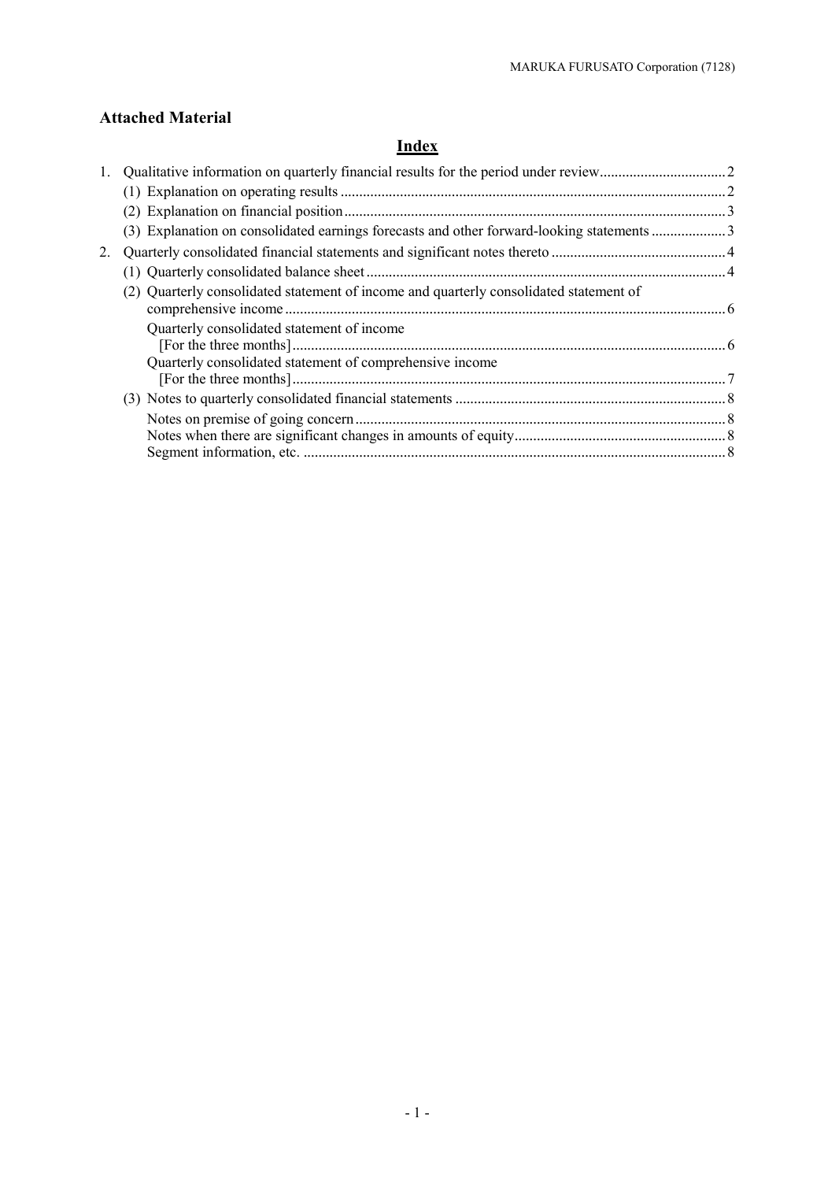## Attached Material

### Index

1. Qualitative information on quarterly financial results for the period under review .................................2
   (1) Explanation on operating results .......................................................................................................2
   (2) Explanation on financial position......................................................................................................3
   (3) Explanation on consolidated earnings forecasts and other forward-looking statements ....................3
2. Quarterly consolidated financial statements and significant notes thereto ...............................................4
   (1) Quarterly consolidated balance sheet ................................................................................................4
   (2) Quarterly consolidated statement of income and quarterly consolidated statement of comprehensive income ......................................................................................................................6
   Quarterly consolidated statement of income [For the three months] ....................................................................................................................6
   Quarterly consolidated statement of comprehensive income [For the three months] ....................................................................................................................7
   (3) Notes to quarterly consolidated financial statements ........................................................................8
   Notes on premise of going concern ...................................................................................................8
   Notes when there are significant changes in amounts of equity.........................................................8
   Segment information, etc. .................................................................................................................8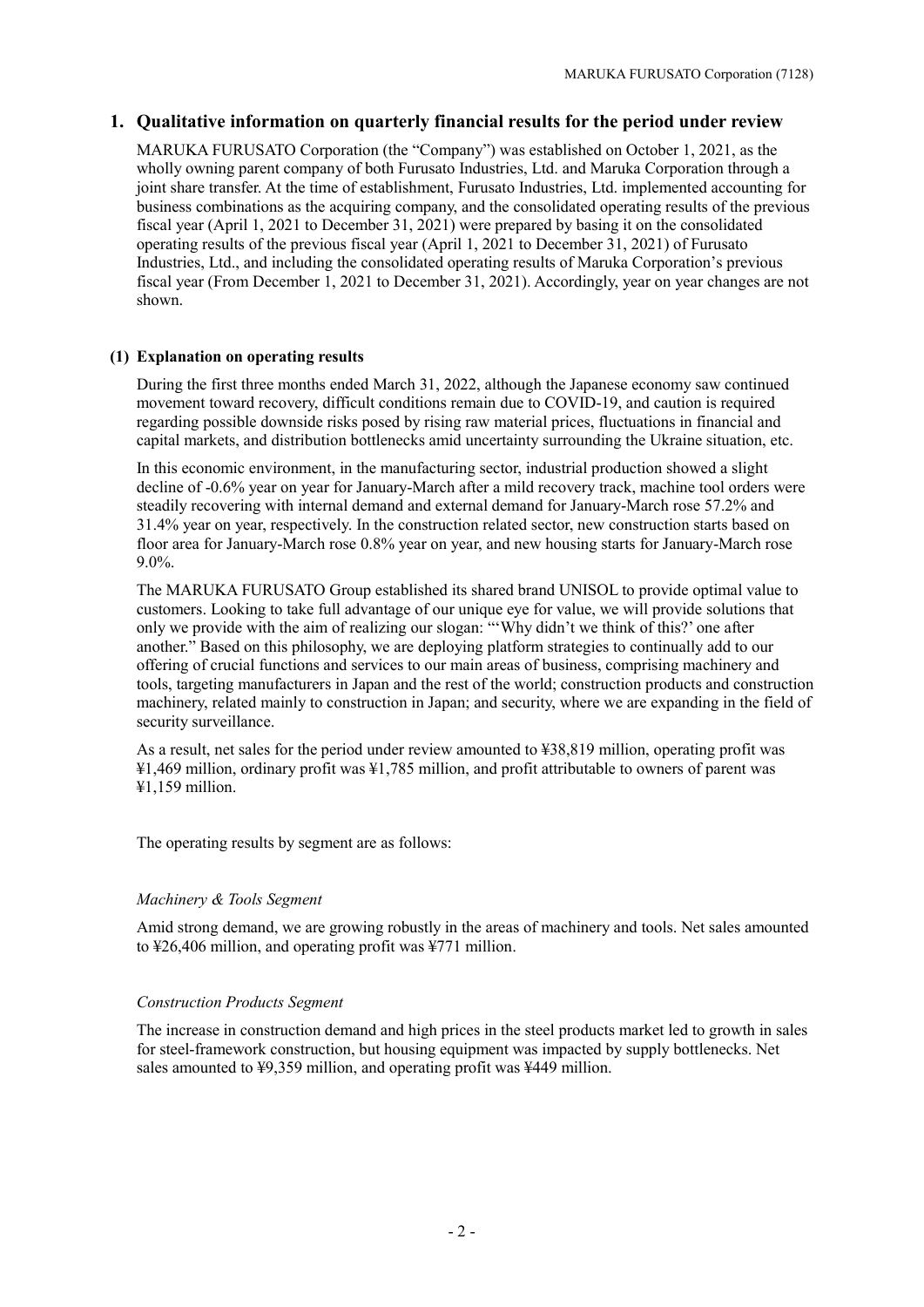## 1. Qualitative information on quarterly financial results for the period under review

MARUKA FURUSATO Corporation (the "Company") was established on October 1, 2021, as the wholly owning parent company of both Furusato Industries, Ltd. and Maruka Corporation through a joint share transfer. At the time of establishment, Furusato Industries, Ltd. implemented accounting for business combinations as the acquiring company, and the consolidated operating results of the previous fiscal year (April 1, 2021 to December 31, 2021) were prepared by basing it on the consolidated operating results of the previous fiscal year (April 1, 2021 to December 31, 2021) of Furusato Industries, Ltd., and including the consolidated operating results of Maruka Corporation's previous fiscal year (From December 1, 2021 to December 31, 2021). Accordingly, year on year changes are not shown.

### (1) Explanation on operating results

During the first three months ended March 31, 2022, although the Japanese economy saw continued movement toward recovery, difficult conditions remain due to COVID-19, and caution is required regarding possible downside risks posed by rising raw material prices, fluctuations in financial and capital markets, and distribution bottlenecks amid uncertainty surrounding the Ukraine situation, etc.

In this economic environment, in the manufacturing sector, industrial production showed a slight decline of -0.6% year on year for January-March after a mild recovery track, machine tool orders were steadily recovering with internal demand and external demand for January-March rose 57.2% and 31.4% year on year, respectively. In the construction related sector, new construction starts based on floor area for January-March rose 0.8% year on year, and new housing starts for January-March rose 9.0%.

The MARUKA FURUSATO Group established its shared brand UNISOL to provide optimal value to customers. Looking to take full advantage of our unique eye for value, we will provide solutions that only we provide with the aim of realizing our slogan: "'Why didn't we think of this?' one after another." Based on this philosophy, we are deploying platform strategies to continually add to our offering of crucial functions and services to our main areas of business, comprising machinery and tools, targeting manufacturers in Japan and the rest of the world; construction products and construction machinery, related mainly to construction in Japan; and security, where we are expanding in the field of security surveillance.

As a result, net sales for the period under review amounted to ¥38,819 million, operating profit was ¥1,469 million, ordinary profit was ¥1,785 million, and profit attributable to owners of parent was ¥1,159 million.

The operating results by segment are as follows:

*Machinery & Tools Segment*

Amid strong demand, we are growing robustly in the areas of machinery and tools. Net sales amounted to ¥26,406 million, and operating profit was ¥771 million.

*Construction Products Segment*

The increase in construction demand and high prices in the steel products market led to growth in sales for steel-framework construction, but housing equipment was impacted by supply bottlenecks. Net sales amounted to ¥9,359 million, and operating profit was ¥449 million.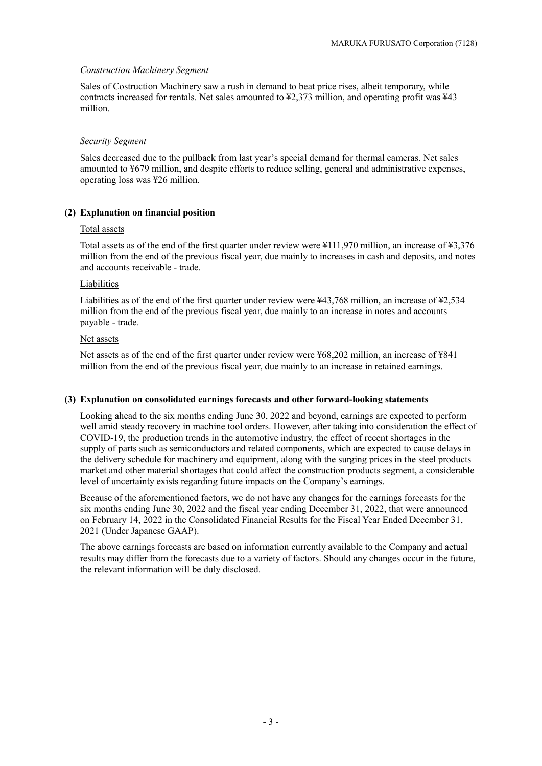*Construction Machinery Segment*

Sales of Costruction Machinery saw a rush in demand to beat price rises, albeit temporary, while contracts increased for rentals. Net sales amounted to ¥2,373 million, and operating profit was ¥43 million.

*Security Segment*

Sales decreased due to the pullback from last year's special demand for thermal cameras. Net sales amounted to ¥679 million, and despite efforts to reduce selling, general and administrative expenses, operating loss was ¥26 million.

**(2) Explanation on financial position**

<u>Total assets</u>

Total assets as of the end of the first quarter under review were ¥111,970 million, an increase of ¥3,376 million from the end of the previous fiscal year, due mainly to increases in cash and deposits, and notes and accounts receivable - trade.

<u>Liabilities</u>

Liabilities as of the end of the first quarter under review were ¥43,768 million, an increase of ¥2,534 million from the end of the previous fiscal year, due mainly to an increase in notes and accounts payable - trade.

<u>Net assets</u>

Net assets as of the end of the first quarter under review were ¥68,202 million, an increase of ¥841 million from the end of the previous fiscal year, due mainly to an increase in retained earnings.

**(3) Explanation on consolidated earnings forecasts and other forward-looking statements**

Looking ahead to the six months ending June 30, 2022 and beyond, earnings are expected to perform well amid steady recovery in machine tool orders. However, after taking into consideration the effect of COVID-19, the production trends in the automotive industry, the effect of recent shortages in the supply of parts such as semiconductors and related components, which are expected to cause delays in the delivery schedule for machinery and equipment, along with the surging prices in the steel products market and other material shortages that could affect the construction products segment, a considerable level of uncertainty exists regarding future impacts on the Company's earnings.

Because of the aforementioned factors, we do not have any changes for the earnings forecasts for the six months ending June 30, 2022 and the fiscal year ending December 31, 2022, that were announced on February 14, 2022 in the Consolidated Financial Results for the Fiscal Year Ended December 31, 2021 (Under Japanese GAAP).

The above earnings forecasts are based on information currently available to the Company and actual results may differ from the forecasts due to a variety of factors. Should any changes occur in the future, the relevant information will be duly disclosed.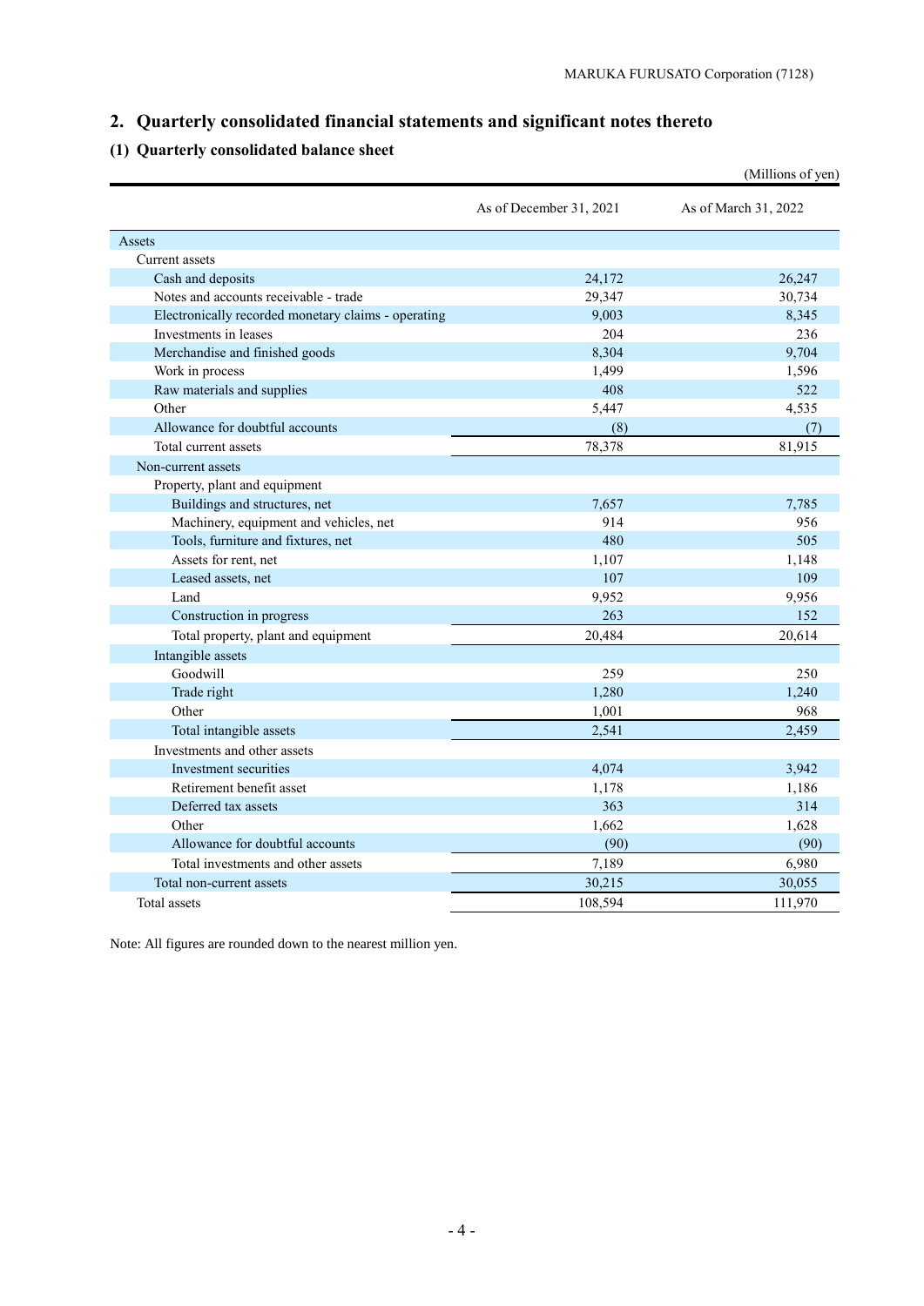## 2. Quarterly consolidated financial statements and significant notes thereto

### (1) Quarterly consolidated balance sheet

(Millions of yen)

| | As of December 31, 2021 | As of March 31, 2022 |
|---|---|---|
| Assets | | |
| Current assets | | |
| Cash and deposits | 24,172 | 26,247 |
| Notes and accounts receivable - trade | 29,347 | 30,734 |
| Electronically recorded monetary claims - operating | 9,003 | 8,345 |
| Investments in leases | 204 | 236 |
| Merchandise and finished goods | 8,304 | 9,704 |
| Work in process | 1,499 | 1,596 |
| Raw materials and supplies | 408 | 522 |
| Other | 5,447 | 4,535 |
| Allowance for doubtful accounts | (8) | (7) |
| Total current assets | 78,378 | 81,915 |
| Non-current assets | | |
| Property, plant and equipment | | |
| Buildings and structures, net | 7,657 | 7,785 |
| Machinery, equipment and vehicles, net | 914 | 956 |
| Tools, furniture and fixtures, net | 480 | 505 |
| Assets for rent, net | 1,107 | 1,148 |
| Leased assets, net | 107 | 109 |
| Land | 9,952 | 9,956 |
| Construction in progress | 263 | 152 |
| Total property, plant and equipment | 20,484 | 20,614 |
| Intangible assets | | |
| Goodwill | 259 | 250 |
| Trade right | 1,280 | 1,240 |
| Other | 1,001 | 968 |
| Total intangible assets | 2,541 | 2,459 |
| Investments and other assets | | |
| Investment securities | 4,074 | 3,942 |
| Retirement benefit asset | 1,178 | 1,186 |
| Deferred tax assets | 363 | 314 |
| Other | 1,662 | 1,628 |
| Allowance for doubtful accounts | (90) | (90) |
| Total investments and other assets | 7,189 | 6,980 |
| Total non-current assets | 30,215 | 30,055 |
| Total assets | 108,594 | 111,970 |

Note: All figures are rounded down to the nearest million yen.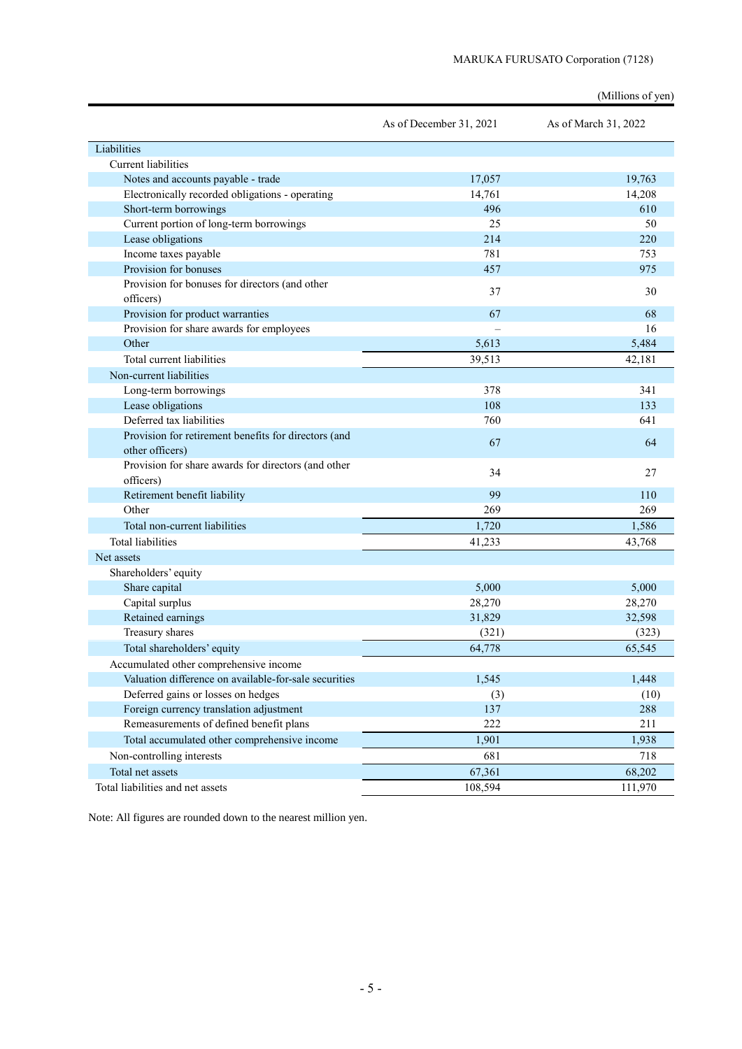(Millions of yen)

| | As of December 31, 2021 | As of March 31, 2022 |
|---|---|---|
| Liabilities | | |
| Current liabilities | | |
| Notes and accounts payable - trade | 17,057 | 19,763 |
| Electronically recorded obligations - operating | 14,761 | 14,208 |
| Short-term borrowings | 496 | 610 |
| Current portion of long-term borrowings | 25 | 50 |
| Lease obligations | 214 | 220 |
| Income taxes payable | 781 | 753 |
| Provision for bonuses | 457 | 975 |
| Provision for bonuses for directors (and other officers) | 37 | 30 |
| Provision for product warranties | 67 | 68 |
| Provision for share awards for employees | – | 16 |
| Other | 5,613 | 5,484 |
| Total current liabilities | 39,513 | 42,181 |
| Non-current liabilities | | |
| Long-term borrowings | 378 | 341 |
| Lease obligations | 108 | 133 |
| Deferred tax liabilities | 760 | 641 |
| Provision for retirement benefits for directors (and other officers) | 67 | 64 |
| Provision for share awards for directors (and other officers) | 34 | 27 |
| Retirement benefit liability | 99 | 110 |
| Other | 269 | 269 |
| Total non-current liabilities | 1,720 | 1,586 |
| Total liabilities | 41,233 | 43,768 |
| Net assets | | |
| Shareholders' equity | | |
| Share capital | 5,000 | 5,000 |
| Capital surplus | 28,270 | 28,270 |
| Retained earnings | 31,829 | 32,598 |
| Treasury shares | (321) | (323) |
| Total shareholders' equity | 64,778 | 65,545 |
| Accumulated other comprehensive income | | |
| Valuation difference on available-for-sale securities | 1,545 | 1,448 |
| Deferred gains or losses on hedges | (3) | (10) |
| Foreign currency translation adjustment | 137 | 288 |
| Remeasurements of defined benefit plans | 222 | 211 |
| Total accumulated other comprehensive income | 1,901 | 1,938 |
| Non-controlling interests | 681 | 718 |
| Total net assets | 67,361 | 68,202 |
| Total liabilities and net assets | 108,594 | 111,970 |

Note: All figures are rounded down to the nearest million yen.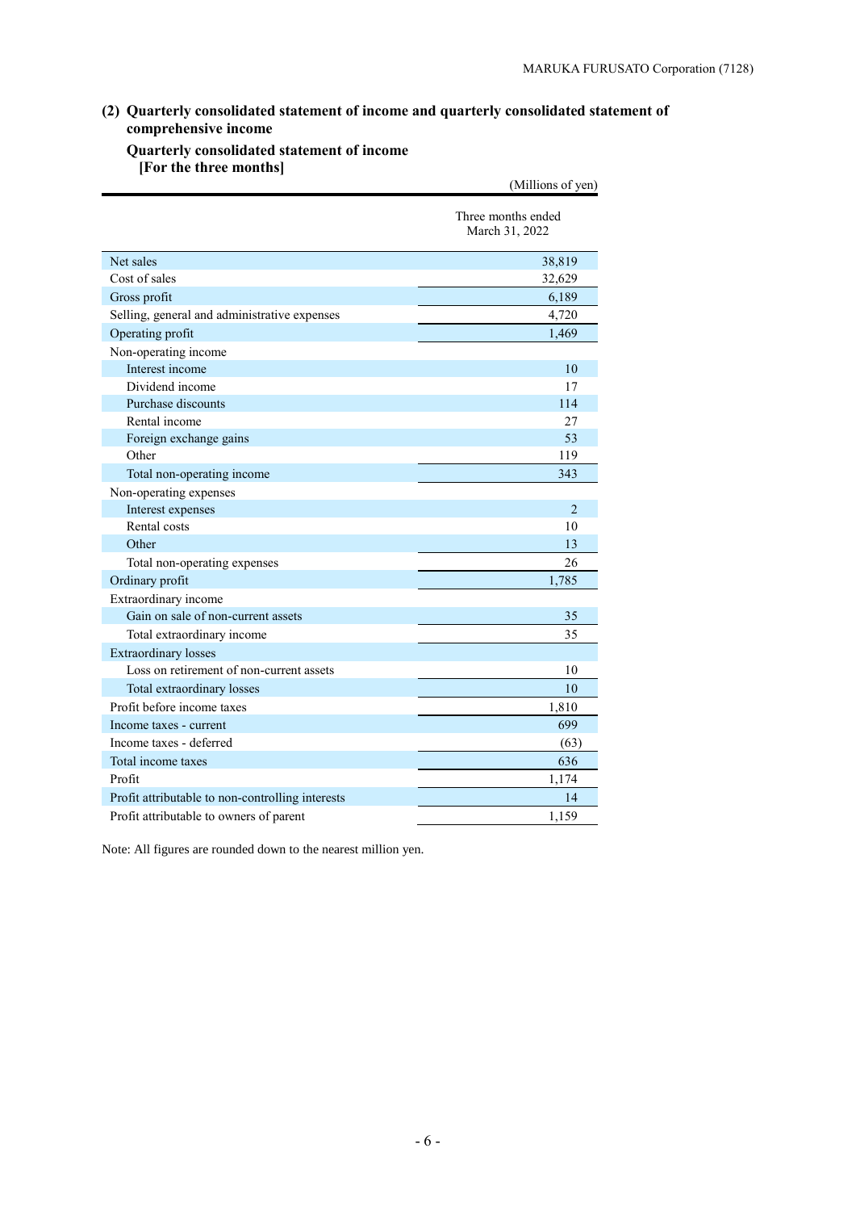## (2) Quarterly consolidated statement of income and quarterly consolidated statement of comprehensive income

### Quarterly consolidated statement of income
**[For the three months]**

(Millions of yen)

| | Three months ended March 31, 2022 |
|---|---|
| Net sales | 38,819 |
| Cost of sales | 32,629 |
| Gross profit | 6,189 |
| Selling, general and administrative expenses | 4,720 |
| Operating profit | 1,469 |
| Non-operating income | |
| Interest income | 10 |
| Dividend income | 17 |
| Purchase discounts | 114 |
| Rental income | 27 |
| Foreign exchange gains | 53 |
| Other | 119 |
| Total non-operating income | 343 |
| Non-operating expenses | |
| Interest expenses | 2 |
| Rental costs | 10 |
| Other | 13 |
| Total non-operating expenses | 26 |
| Ordinary profit | 1,785 |
| Extraordinary income | |
| Gain on sale of non-current assets | 35 |
| Total extraordinary income | 35 |
| Extraordinary losses | |
| Loss on retirement of non-current assets | 10 |
| Total extraordinary losses | 10 |
| Profit before income taxes | 1,810 |
| Income taxes - current | 699 |
| Income taxes - deferred | (63) |
| Total income taxes | 636 |
| Profit | 1,174 |
| Profit attributable to non-controlling interests | 14 |
| Profit attributable to owners of parent | 1,159 |

Note: All figures are rounded down to the nearest million yen.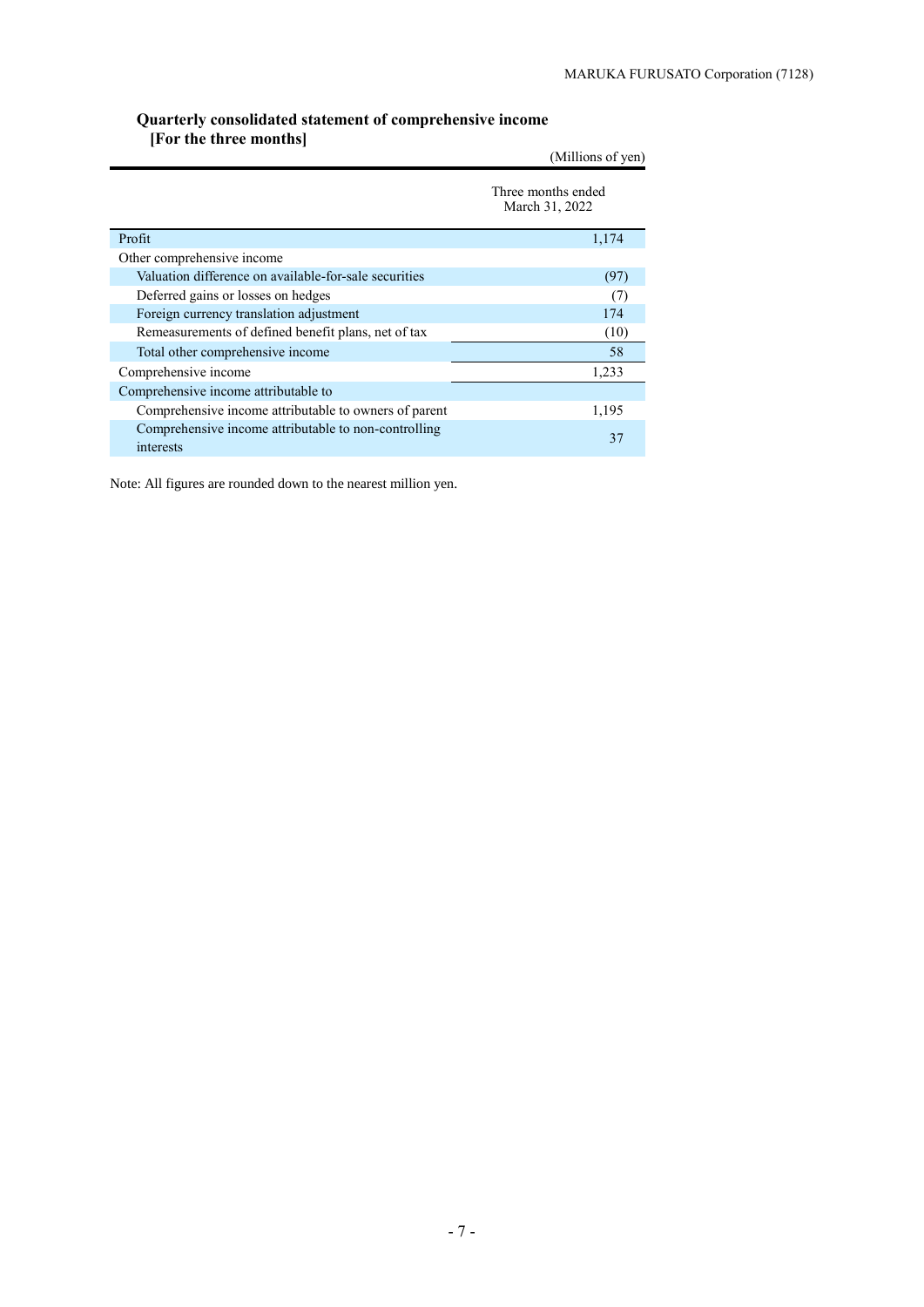**Quarterly consolidated statement of comprehensive income**
**[For the three months]**

(Millions of yen)

| | Three months ended March 31, 2022 |
|---|---|
| Profit | 1,174 |
| Other comprehensive income | |
| Valuation difference on available-for-sale securities | (97) |
| Deferred gains or losses on hedges | (7) |
| Foreign currency translation adjustment | 174 |
| Remeasurements of defined benefit plans, net of tax | (10) |
| Total other comprehensive income | 58 |
| Comprehensive income | 1,233 |
| Comprehensive income attributable to | |
| Comprehensive income attributable to owners of parent | 1,195 |
| Comprehensive income attributable to non-controlling interests | 37 |

Note: All figures are rounded down to the nearest million yen.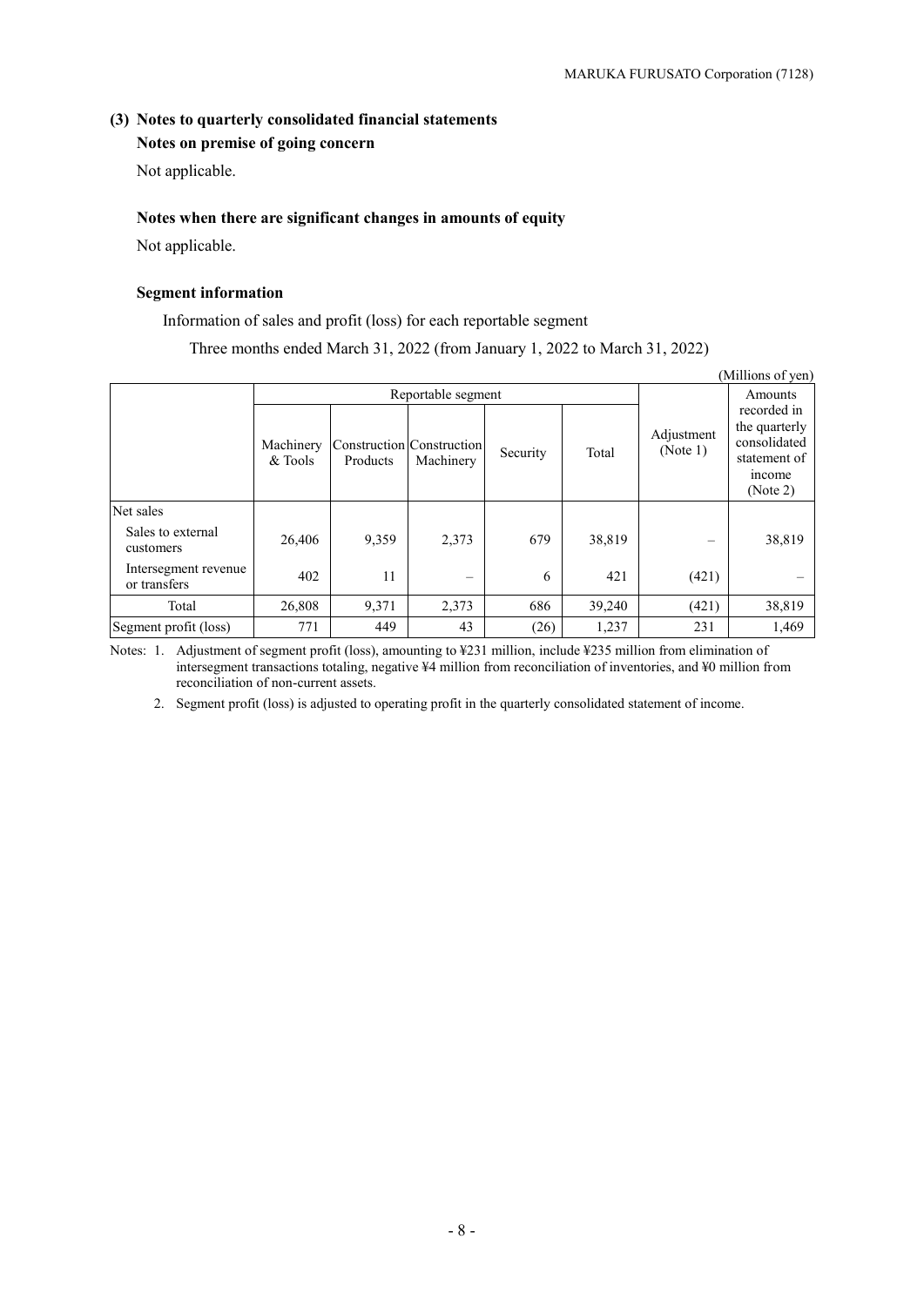## (3) Notes to quarterly consolidated financial statements

### Notes on premise of going concern

Not applicable.

### Notes when there are significant changes in amounts of equity

Not applicable.

### Segment information

Information of sales and profit (loss) for each reportable segment

Three months ended March 31, 2022 (from January 1, 2022 to March 31, 2022)

(Millions of yen)

| | Reportable segment | | | | | Adjustment (Note 1) | Amounts recorded in the quarterly consolidated statement of income (Note 2) |
|---|---|---|---|---|---|---|---|
| | Machinery & Tools | Construction Products | Construction Machinery | Security | Total | | |
| Net sales | | | | | | | |
| Sales to external customers | 26,406 | 9,359 | 2,373 | 679 | 38,819 | – | 38,819 |
| Intersegment revenue or transfers | 402 | 11 | – | 6 | 421 | (421) | – |
| Total | 26,808 | 9,371 | 2,373 | 686 | 39,240 | (421) | 38,819 |
| Segment profit (loss) | 771 | 449 | 43 | (26) | 1,237 | 231 | 1,469 |

Notes: 1. Adjustment of segment profit (loss), amounting to ¥231 million, include ¥235 million from elimination of intersegment transactions totaling, negative ¥4 million from reconciliation of inventories, and ¥0 million from reconciliation of non-current assets.

2. Segment profit (loss) is adjusted to operating profit in the quarterly consolidated statement of income.